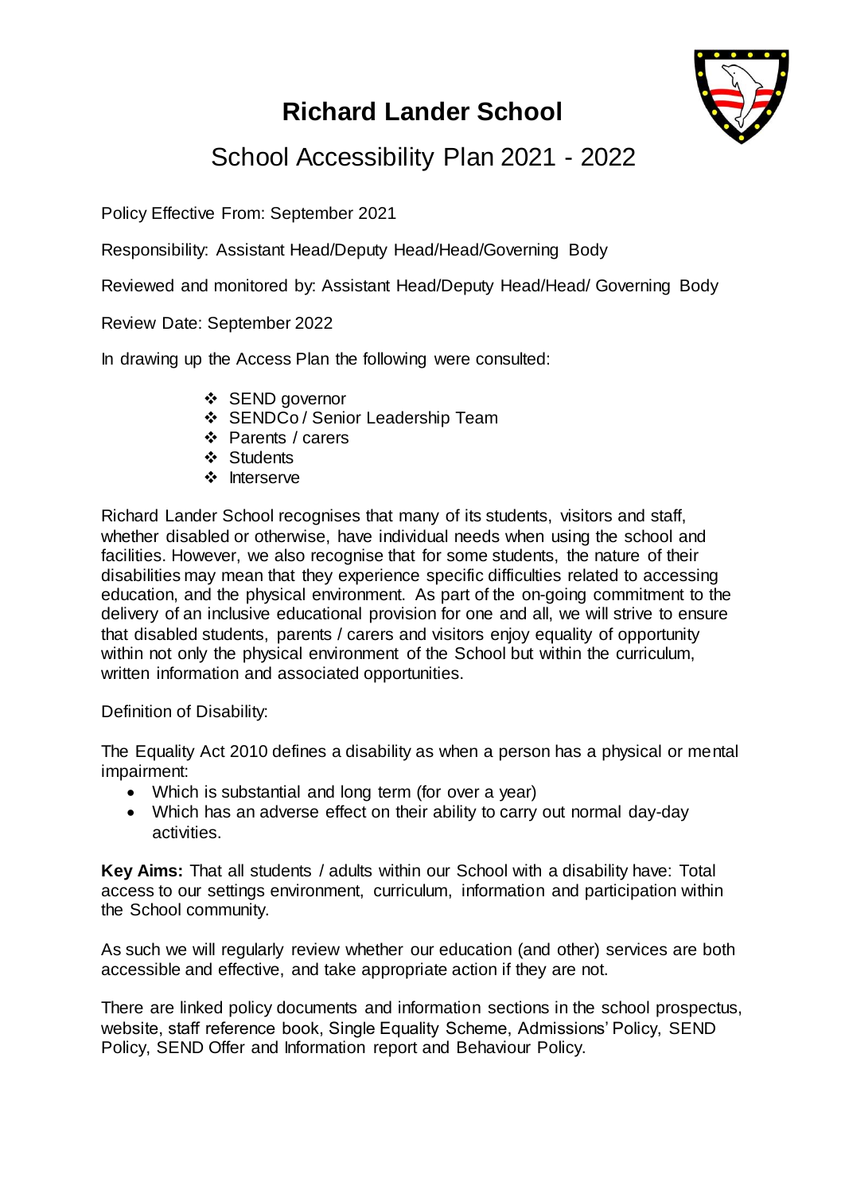# Richard Lander School

## School Accessibility Plan 2021 - 2022

Policy Effective From: September 2021

Responsibility: Assistant Head/Deputy Head/Head/Governing Body

Reviewed and monitored by: Assistant Head/Deputy Head/Head/ Governing Body

Review Date: September 2022

In drawing up the Access Plan the following were consulted:

- SEND governor
- SENDCo / Senior Leadership Team
- Parents / carers
- Students
- Interserve

Richard Lander School recognises that many of its students, visitors and staff, whether disabled or otherwise, have individual needs when using the school and facilities. However, we also recognise that for some students, the nature of their disabilities may mean that they experience specific difficulties related to accessing education, and the physical environment. As part of the on-going commitment to the delivery of an inclusive educational provision for one and all, we will strive to ensure that disabled students, parents / carers and visitors enjoy equality of opportunity within not only the physical environment of the School but within the curriculum, written information and associated opportunities.

Definition of Disability:

The Equality Act 2010 defines a disability as when a person has a physical or mental impairment:

- Which is substantial and long term (for over a year)
- Which has an adverse effect on their ability to carry out normal day-day activities.

**Key Aims:** That all students / adults within our School with a disability have: Total access to our settings environment, curriculum, information and participation within the School community.

As such we will regularly review whether our education (and other) services are both accessible and effective, and take appropriate action if they are not.

There are linked policy documents and information sections in the school prospectus, website, staff reference book, Single Equality Scheme, Admissions' Policy, SEND Policy, SEND Offer and Information report and Behaviour Policy.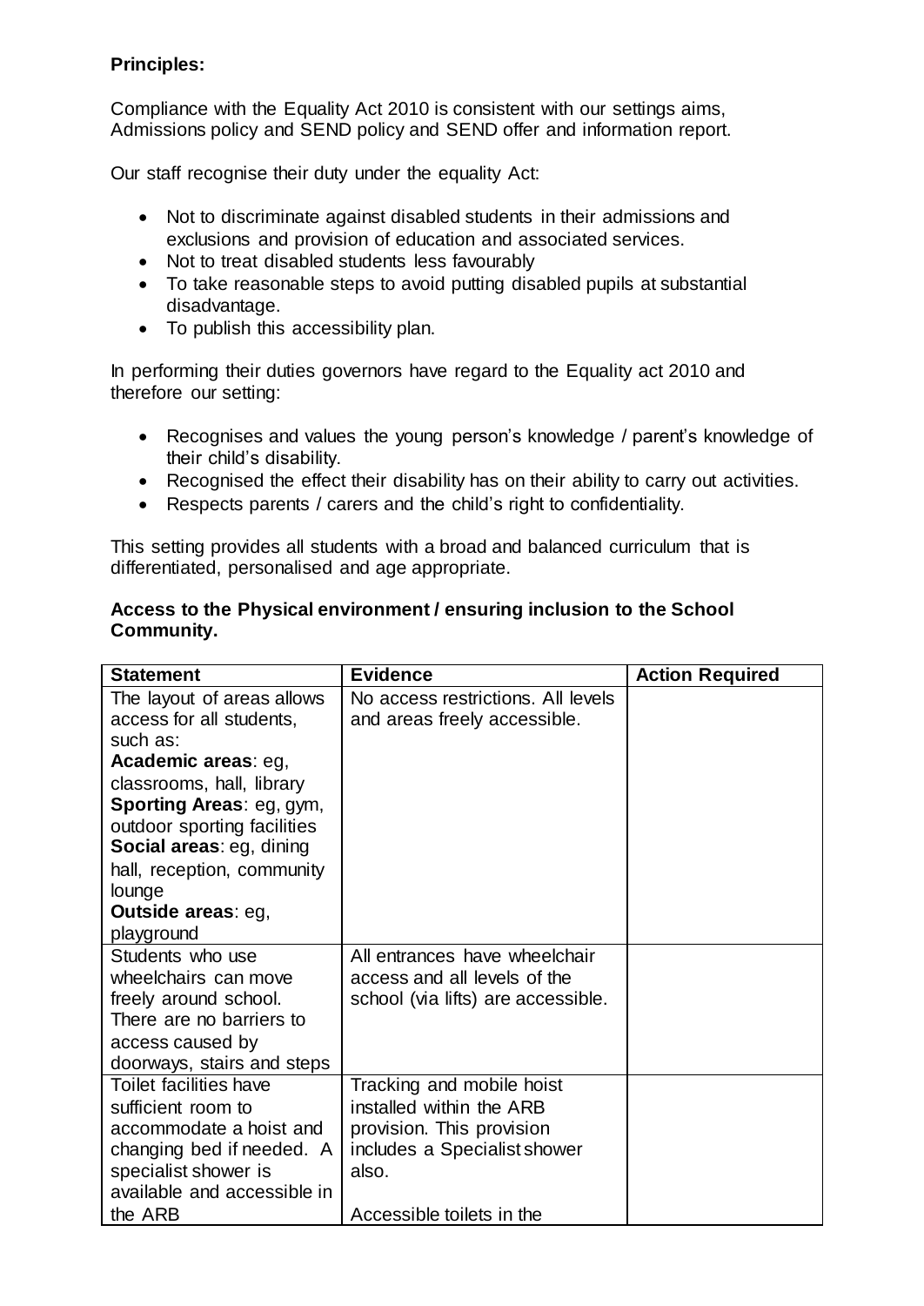**Principles:**

Compliance with the Equality Act 2010 is consistent with our settings aims, Admissions policy and SEND policy and SEND offer and information report.

Our staff recognise their duty under the equality Act:

- Not to discriminate against disabled students in their admissions and exclusions and provision of education and associated services.
- Not to treat disabled students less favourably
- To take reasonable steps to avoid putting disabled pupils at substantial disadvantage.
- To publish this accessibility plan.

In performing their duties governors have regard to the Equality act 2010 and therefore our setting:

- Recognises and values the young person's knowledge / parent's knowledge of their child's disability.
- Recognised the effect their disability has on their ability to carry out activities.
- Respects parents / carers and the child's right to confidentiality.

This setting provides all students with a broad and balanced curriculum that is differentiated, personalised and age appropriate.

**Access to the Physical environment / ensuring inclusion to the School Community.**

| Statement | Evidence | Action Required |
|---|---|---|
| The layout of areas allows access for all students, such as:<br>**Academic areas**: eg, classrooms, hall, library<br>**Sporting Areas**: eg, gym, outdoor sporting facilities<br>**Social areas**: eg, dining hall, reception, community lounge<br>**Outside areas**: eg, playground | No access restrictions. All levels and areas freely accessible. | |
| Students who use wheelchairs can move freely around school. There are no barriers to access caused by doorways, stairs and steps | All entrances have wheelchair access and all levels of the school (via lifts) are accessible. | |
| Toilet facilities have sufficient room to accommodate a hoist and changing bed if needed. A specialist shower is available and accessible in the ARB | Tracking and mobile hoist installed within the ARB provision. This provision includes a Specialist shower also.<br><br>Accessible toilets in the | |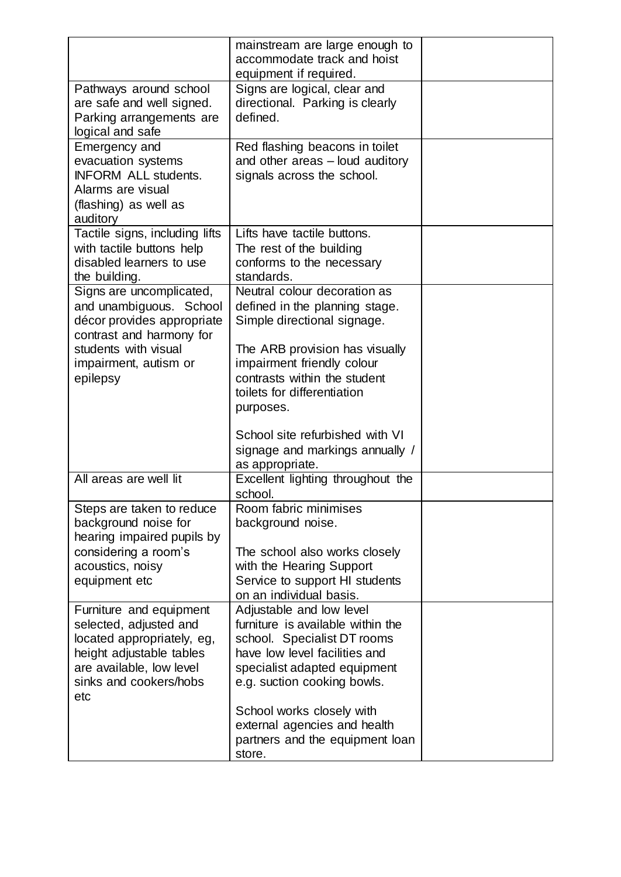| | | |
|---|---|---|
| | mainstream are large enough to accommodate track and hoist equipment if required. | |
| Pathways around school are safe and well signed. Parking arrangements are logical and safe | Signs are logical, clear and directional. Parking is clearly defined. | |
| Emergency and evacuation systems INFORM ALL students. Alarms are visual (flashing) as well as auditory | Red flashing beacons in toilet and other areas – loud auditory signals across the school. | |
| Tactile signs, including lifts with tactile buttons help disabled learners to use the building. | Lifts have tactile buttons.<br>The rest of the building conforms to the necessary standards. | |
| Signs are uncomplicated, and unambiguous. School décor provides appropriate contrast and harmony for students with visual impairment, autism or epilepsy | Neutral colour decoration as defined in the planning stage. Simple directional signage.<br><br>The ARB provision has visually impairment friendly colour contrasts within the student toilets for differentiation purposes.<br><br>School site refurbished with VI signage and markings annually / as appropriate. | |
| All areas are well lit | Excellent lighting throughout the school. | |
| Steps are taken to reduce background noise for hearing impaired pupils by considering a room's acoustics, noisy equipment etc | Room fabric minimises background noise.<br><br>The school also works closely with the Hearing Support Service to support HI students on an individual basis. | |
| Furniture and equipment selected, adjusted and located appropriately, eg, height adjustable tables are available, low level sinks and cookers/hobs etc | Adjustable and low level furniture is available within the school. Specialist DT rooms have low level facilities and specialist adapted equipment e.g. suction cooking bowls.<br><br>School works closely with external agencies and health partners and the equipment loan store. | |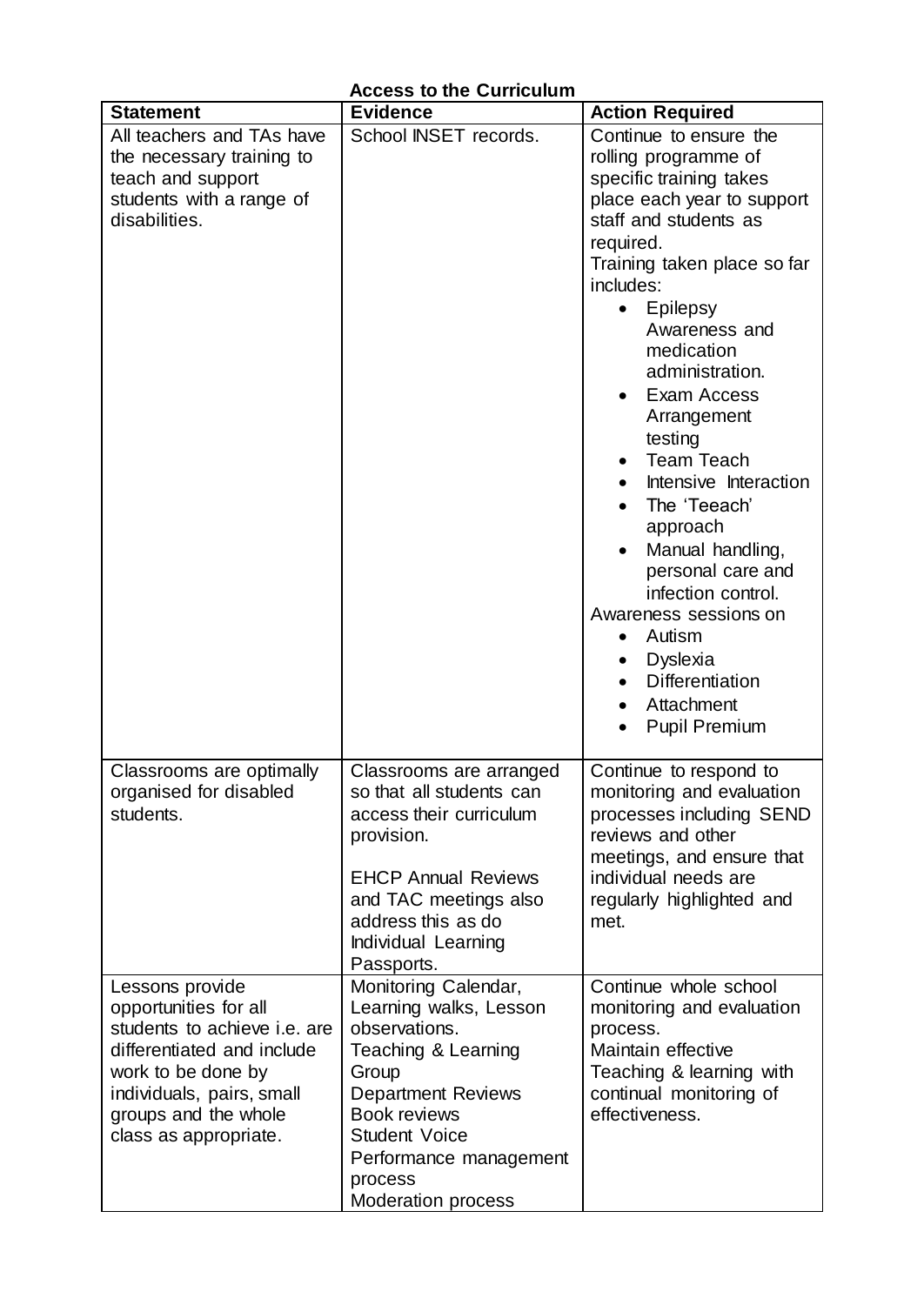**Access to the Curriculum**

| Statement | Evidence | Action Required |
|---|---|---|
| All teachers and TAs have the necessary training to teach and support students with a range of disabilities. | School INSET records. | Continue to ensure the rolling programme of specific training takes place each year to support staff and students as required.<br>Training taken place so far includes:<br>• Epilepsy Awareness and medication administration.<br>• Exam Access Arrangement testing<br>• Team Teach<br>• Intensive Interaction<br>• The 'Teeach' approach<br>• Manual handling, personal care and infection control.<br>Awareness sessions on<br>• Autism<br>• Dyslexia<br>• Differentiation<br>• Attachment<br>• Pupil Premium |
| Classrooms are optimally organised for disabled students. | Classrooms are arranged so that all students can access their curriculum provision.<br><br>EHCP Annual Reviews and TAC meetings also address this as do Individual Learning Passports. | Continue to respond to monitoring and evaluation processes including SEND reviews and other meetings, and ensure that individual needs are regularly highlighted and met. |
| Lessons provide opportunities for all students to achieve i.e. are differentiated and include work to be done by individuals, pairs, small groups and the whole class as appropriate. | Monitoring Calendar, Learning walks, Lesson observations.<br>Teaching & Learning Group<br>Department Reviews<br>Book reviews<br>Student Voice<br>Performance management process<br>Moderation process | Continue whole school monitoring and evaluation process.<br>Maintain effective Teaching & learning with continual monitoring of effectiveness. |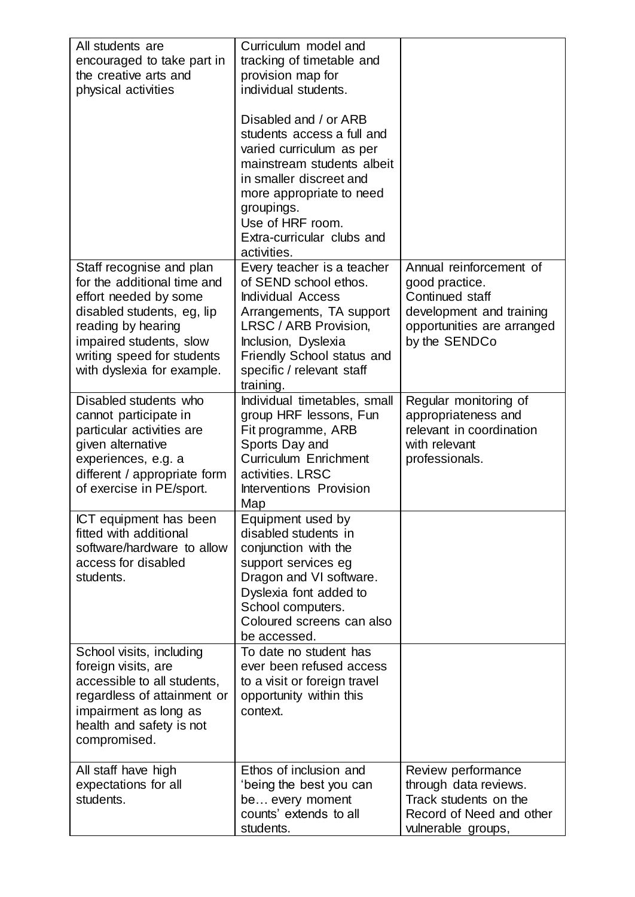| | | |
|---|---|---|
| All students are encouraged to take part in the creative arts and physical activities | Curriculum model and tracking of timetable and provision map for individual students.<br><br>Disabled and / or ARB students access a full and varied curriculum as per mainstream students albeit in smaller discreet and more appropriate to need groupings.<br>Use of HRF room.<br>Extra-curricular clubs and activities. | |
| Staff recognise and plan for the additional time and effort needed by some disabled students, eg, lip reading by hearing impaired students, slow writing speed for students with dyslexia for example. | Every teacher is a teacher of SEND school ethos. Individual Access Arrangements, TA support LRSC / ARB Provision, Inclusion, Dyslexia Friendly School status and specific / relevant staff training. | Annual reinforcement of good practice.<br>Continued staff development and training opportunities are arranged by the SENDCo |
| Disabled students who cannot participate in particular activities are given alternative experiences, e.g. a different / appropriate form of exercise in PE/sport. | Individual timetables, small group HRF lessons, Fun Fit programme, ARB Sports Day and Curriculum Enrichment activities. LRSC Interventions Provision Map | Regular monitoring of appropriateness and relevant in coordination with relevant professionals. |
| ICT equipment has been fitted with additional software/hardware to allow access for disabled students. | Equipment used by disabled students in conjunction with the support services eg Dragon and VI software.<br>Dyslexia font added to School computers.<br>Coloured screens can also be accessed. | |
| School visits, including foreign visits, are accessible to all students, regardless of attainment or impairment as long as health and safety is not compromised. | To date no student has ever been refused access to a visit or foreign travel opportunity within this context. | |
| All staff have high expectations for all students. | Ethos of inclusion and 'being the best you can be… every moment counts' extends to all students. | Review performance through data reviews.<br>Track students on the Record of Need and other vulnerable groups, |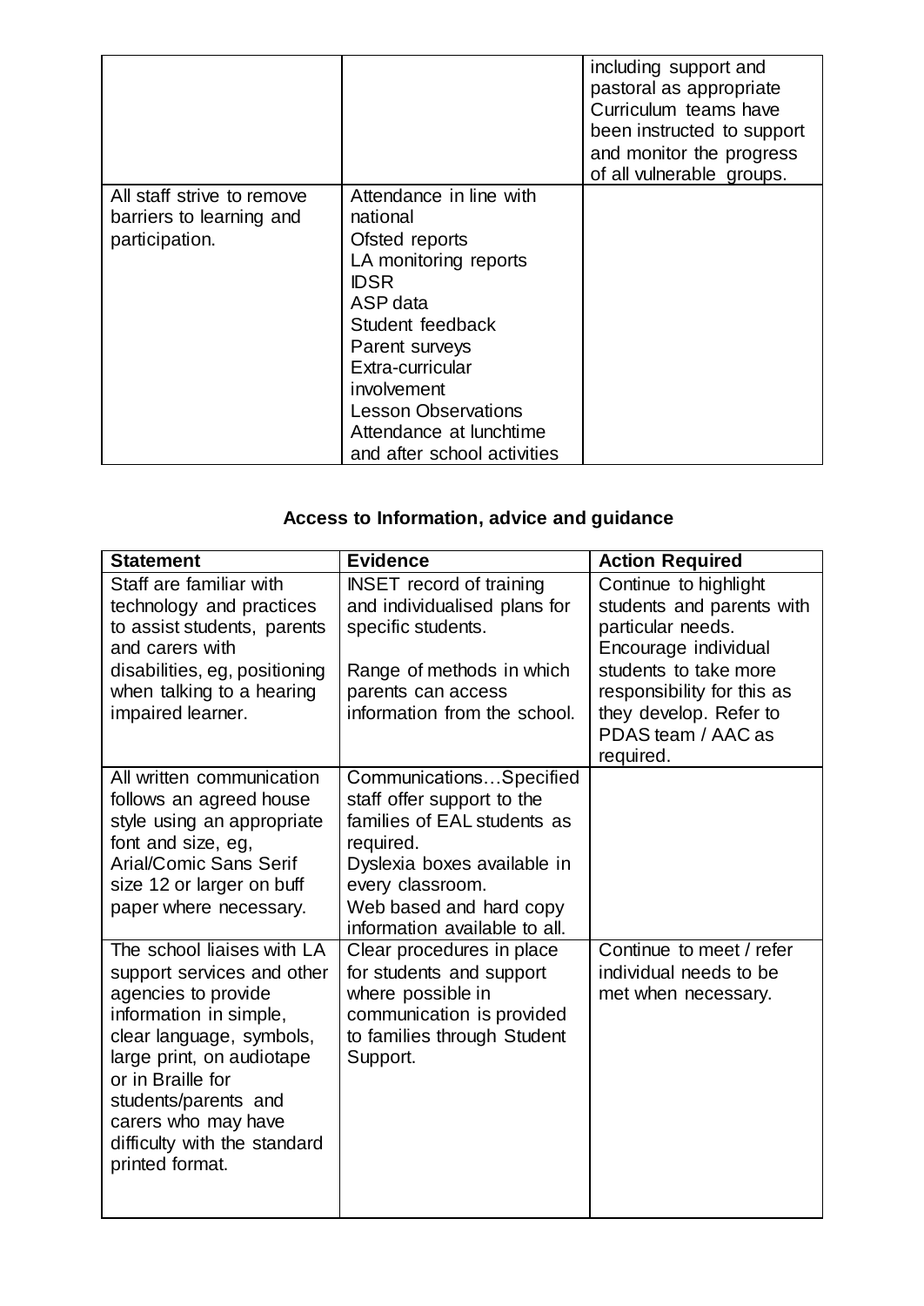| | | |
|---|---|---|
| | | including support and pastoral as appropriate Curriculum teams have been instructed to support and monitor the progress of all vulnerable groups. |
| All staff strive to remove barriers to learning and participation. | Attendance in line with national<br>Ofsted reports<br>LA monitoring reports<br>IDSR<br>ASP data<br>Student feedback<br>Parent surveys<br>Extra-curricular involvement<br>Lesson Observations<br>Attendance at lunchtime and after school activities | |

**Access to Information, advice and guidance**

| Statement | Evidence | Action Required |
|---|---|---|
| Staff are familiar with technology and practices to assist students, parents and carers with disabilities, eg, positioning when talking to a hearing impaired learner. | INSET record of training and individualised plans for specific students.<br><br>Range of methods in which parents can access information from the school. | Continue to highlight students and parents with particular needs. Encourage individual students to take more responsibility for this as they develop. Refer to PDAS team / AAC as required. |
| All written communication follows an agreed house style using an appropriate font and size, eg, Arial/Comic Sans Serif size 12 or larger on buff paper where necessary. | Communications…Specified staff offer support to the families of EAL students as required.<br>Dyslexia boxes available in every classroom.<br>Web based and hard copy information available to all. | |
| The school liaises with LA support services and other agencies to provide information in simple, clear language, symbols, large print, on audiotape or in Braille for students/parents and carers who may have difficulty with the standard printed format. | Clear procedures in place for students and support where possible in communication is provided to families through Student Support. | Continue to meet / refer individual needs to be met when necessary. |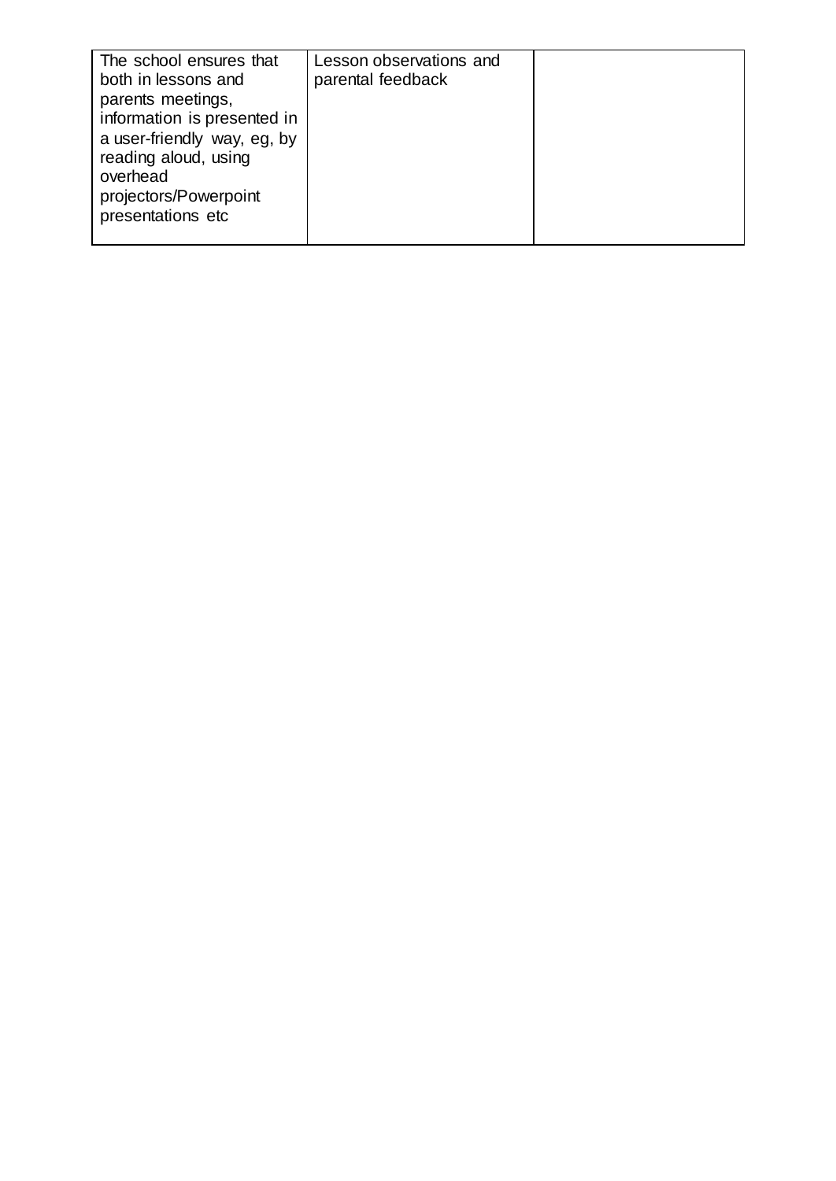| | | |
|---|---|---|
| The school ensures that both in lessons and parents meetings, information is presented in a user-friendly way, eg, by reading aloud, using overhead projectors/Powerpoint presentations etc | Lesson observations and parental feedback | |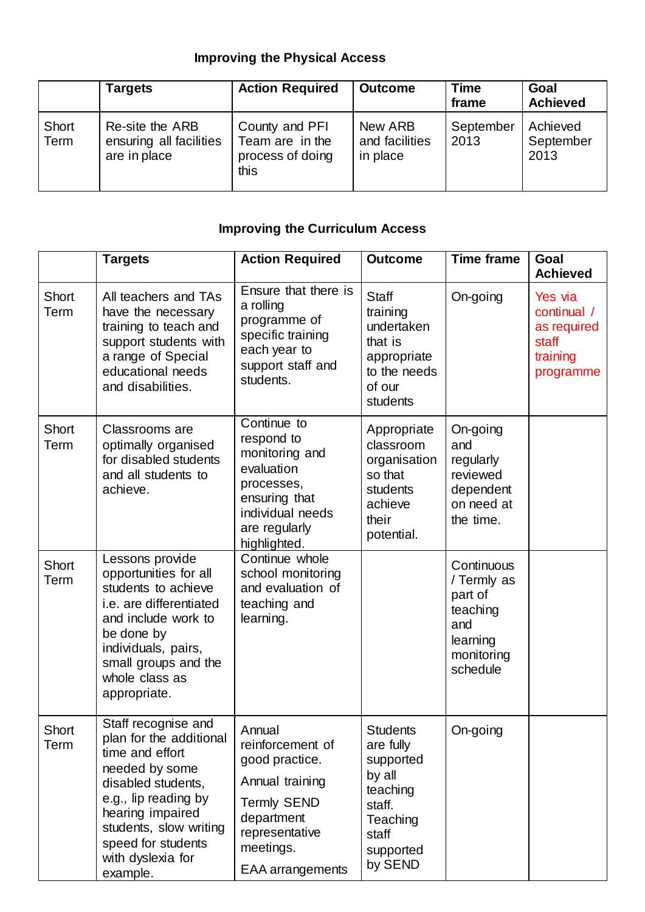**Improving the Physical Access**

| | Targets | Action Required | Outcome | Time frame | Goal Achieved |
|---|---|---|---|---|---|
| Short Term | Re-site the ARB ensuring all facilities are in place | County and PFI Team are in the process of doing this | New ARB and facilities in place | September 2013 | Achieved September 2013 |

**Improving the Curriculum Access**

| | Targets | Action Required | Outcome | Time frame | Goal Achieved |
|---|---|---|---|---|---|
| Short Term | All teachers and TAs have the necessary training to teach and support students with a range of Special educational needs and disabilities. | Ensure that there is a rolling programme of specific training each year to support staff and students. | Staff training undertaken that is appropriate to the needs of our students | On-going | Yes via continual / as required staff training programme |
| Short Term | Classrooms are optimally organised for disabled students and all students to achieve. | Continue to respond to monitoring and evaluation processes, ensuring that individual needs are regularly highlighted. | Appropriate classroom organisation so that students achieve their potential. | On-going and regularly reviewed dependent on need at the time. | |
| Short Term | Lessons provide opportunities for all students to achieve i.e. are differentiated and include work to be done by individuals, pairs, small groups and the whole class as appropriate. | Continue whole school monitoring and evaluation of teaching and learning. | | Continuous / Termly as part of teaching and learning monitoring schedule | |
| Short Term | Staff recognise and plan for the additional time and effort needed by some disabled students, e.g., lip reading by hearing impaired students, slow writing speed for students with dyslexia for example. | Annual reinforcement of good practice.<br><br>Annual training<br><br>Termly SEND department representative meetings.<br><br>EAA arrangements | Students are fully supported by all teaching staff. Teaching staff supported by SEND | On-going | |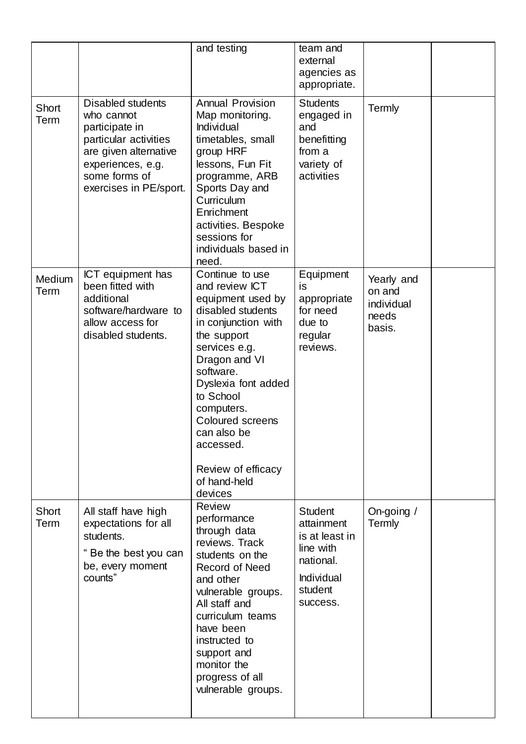| | | | | | |
|---|---|---|---|---|---|
| | | and testing | team and external agencies as appropriate. | | |
| Short Term | Disabled students who cannot participate in particular activities are given alternative experiences, e.g. some forms of exercises in PE/sport. | Annual Provision Map monitoring. Individual timetables, small group HRF lessons, Fun Fit programme, ARB Sports Day and Curriculum Enrichment activities. Bespoke sessions for individuals based in need. | Students engaged in and benefitting from a variety of activities | Termly | |
| Medium Term | ICT equipment has been fitted with additional software/hardware to allow access for disabled students. | Continue to use and review ICT equipment used by disabled students in conjunction with the support services e.g. Dragon and VI software. Dyslexia font added to School computers. Coloured screens can also be accessed.<br><br>Review of efficacy of hand-held devices | Equipment is appropriate for need due to regular reviews. | Yearly and on and individual needs basis. | |
| Short Term | All staff have high expectations for all students.<br>" Be the best you can be, every moment counts" | Review performance through data reviews. Track students on the Record of Need and other vulnerable groups. All staff and curriculum teams have been instructed to support and monitor the progress of all vulnerable groups. | Student attainment is at least in line with national.<br>Individual student success. | On-going / Termly | |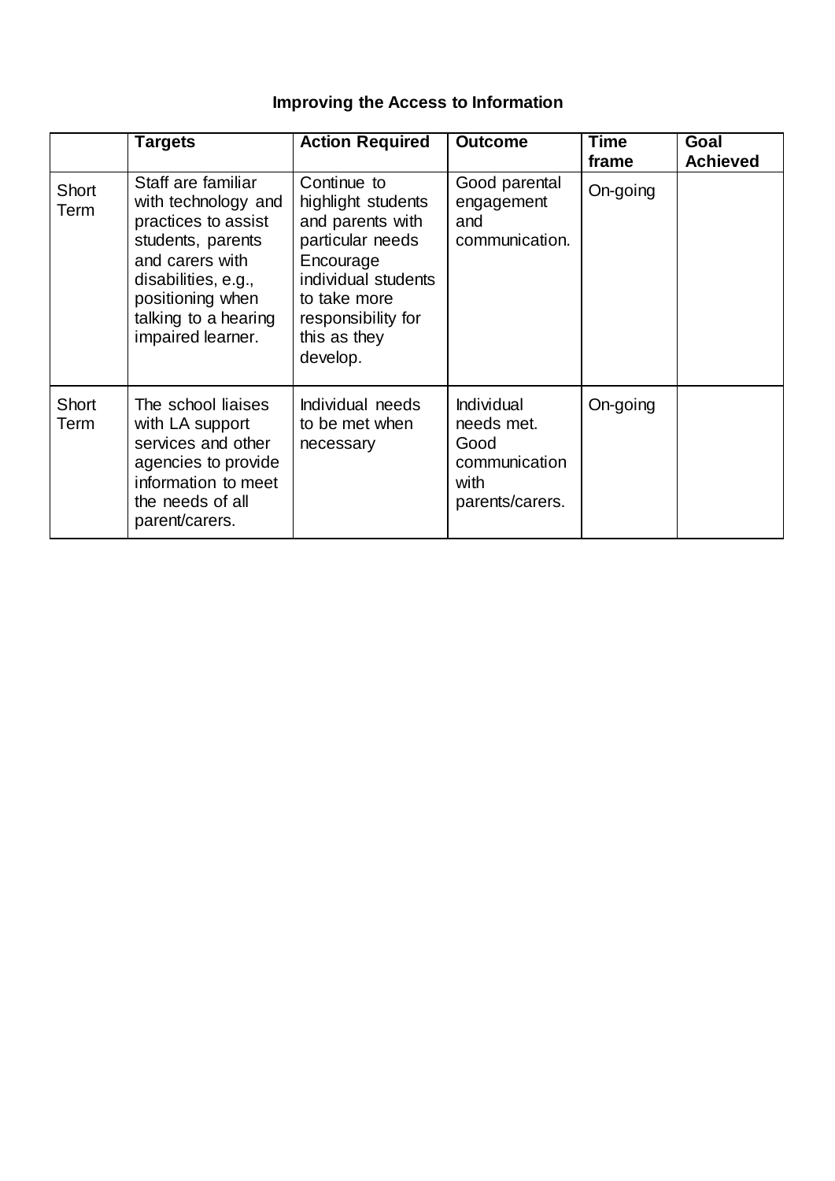## Improving the Access to Information

| | Targets | Action Required | Outcome | Time frame | Goal Achieved |
|---|---|---|---|---|---|
| Short Term | Staff are familiar with technology and practices to assist students, parents and carers with disabilities, e.g., positioning when talking to a hearing impaired learner. | Continue to highlight students and parents with particular needs Encourage individual students to take more responsibility for this as they develop. | Good parental engagement and communication. | On-going | |
| Short Term | The school liaises with LA support services and other agencies to provide information to meet the needs of all parent/carers. | Individual needs to be met when necessary | Individual needs met. Good communication with parents/carers. | On-going | |